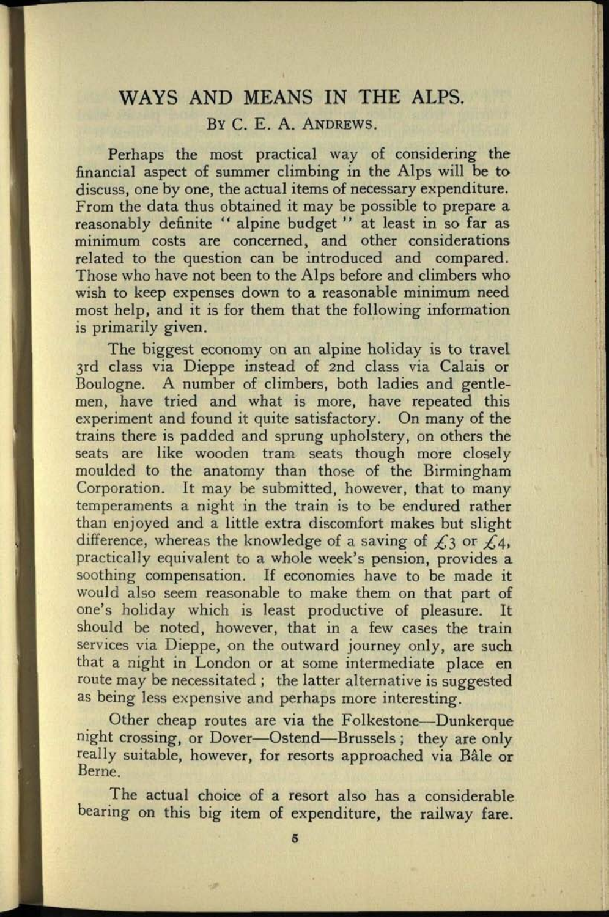# WAYS AND MEANS IN THE ALPS.

By C. E. A. Andrews.

Perhaps the most practical way of considering the financial aspect of summer climbing in the Alps will be to discuss, one by one, the actual items of necessary expenditure. From the data thus obtained it may be possible to prepare a reasonably definite " alpine budget " at least in so far as minimum costs are concerned, and other considerations related to the question can be introduced and compared. Those who have not been to the Alps before and climbers who wish to keep expenses down to a reasonable minimum need most help, and it is for them that the following information is primarily given.

The biggest economy on an alpine holiday is to travel 3rd class via Dieppe instead of 2nd class via Calais or Boulogne. A number of climbers, both ladies and gentlemen, have tried and what is more, have repeated this experiment and found it quite satisfactory. On many of the trains there is padded and sprung upholstery, on others the seats are like wooden tram seats though more closely moulded to the anatomy than those of the Birmingham Corporation. It may be submitted, however, that to many temperaments a night in the train is to be endured rather than enjoyed and a little extra discomfort makes but slight difference, whereas the knowledge of a saving of £3 or £4, practically equivalent to a whole week's pension, provides a soothing compensation. If economies have to be made it would also seem reasonable to make them on that part of one's holiday which is least productive of pleasure. It should be noted, however, that in a few cases the train services via Dieppe, on the outward journey only, are such that a night in London or at some intermediate place en route may be necessitated ; the latter alternative is suggested as being less expensive and perhaps more interesting.

Other cheap routes are via the Folkestone—Dunkerque night crossing, or Dover—Ostend—Brussels ; they are only really suitable, however, for resorts approached via Bâle or Berne.

The actual choice of a resort also has a considerable bearing on this big item of expenditure, the railway fare.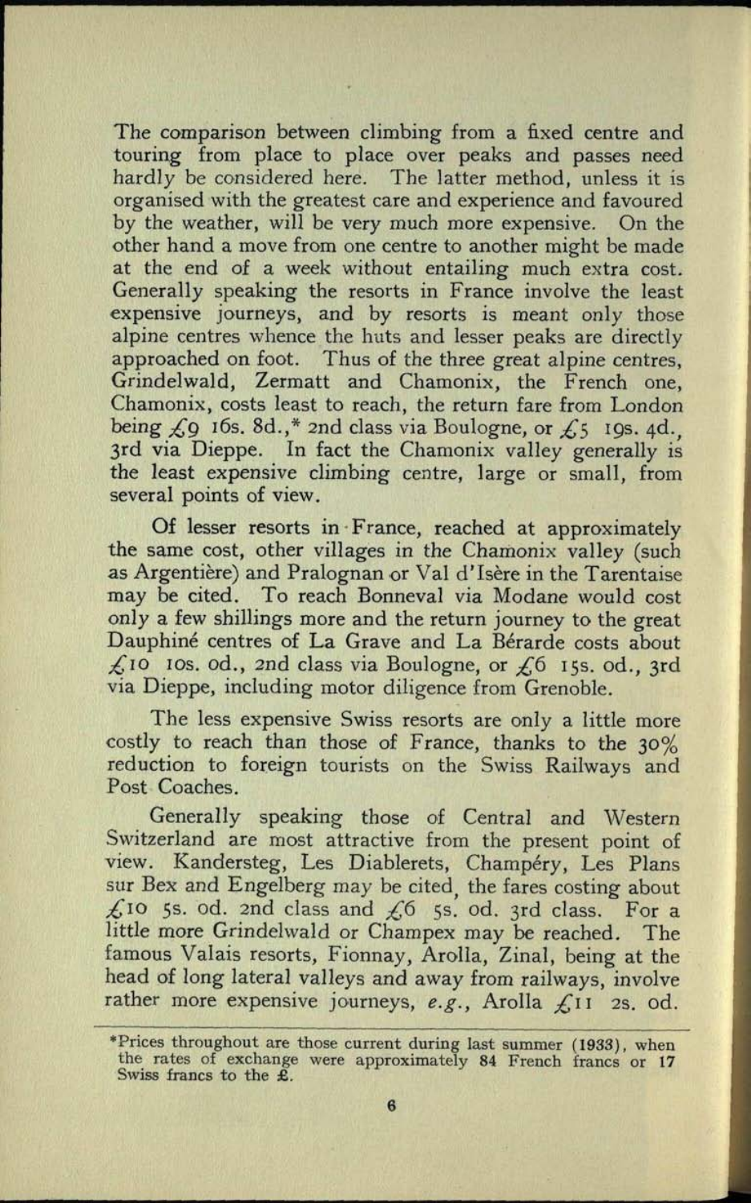The comparison between climbing from a fixed centre and touring from place to place over peaks and passes need hardly be considered here. The latter method, unless it is organised with the greatest care and experience and favoured by the weather, will be very much more expensive. On the other hand a move from one centre to another might be made at the end of a week without entailing much extra cost. Generally speaking the resorts in France involve the least expensive journeys, and by resorts is meant only those alpine centres whence the huts and lesser peaks are directly approached on foot. Thus of the three great alpine centres, Grindelwald, Zermatt and Chamonix, the French one, Chamonix, costs least to reach, the return fare from London being £9 16s. 8d.,* 2nd class via Boulogne, or £5 19s. 4d., 3rd via Dieppe. In fact the Chamonix valley generally is the least expensive climbing centre, large or small, from several points of view.

Of lesser resorts in France, reached at approximately the same cost, other villages in the Chamonix valley (such as Argentière) and Pralognan or Val d'Isère in the Tarentaise may be cited. To reach Bonneval via Modane would cost only a few shillings more and the return journey to the great Dauphiné centres of La Grave and La Bérarde costs about £10 10s. 0d., 2nd class via Boulogne, or £6 15s. 0d., 3rd via Dieppe, including motor diligence from Grenoble.

The less expensive Swiss resorts are only a little more costly to reach than those of France, thanks to the 30% reduction to foreign tourists on the Swiss Railways and Post Coaches.

Generally speaking those of Central and Western Switzerland are most attractive from the present point of view. Kandersteg, Les Diablerets, Champéry, Les Plans sur Bex and Engelberg may be cited, the fares costing about £10 5s. 0d. 2nd class and £6 5s. 0d. 3rd class. For a little more Grindelwald or Champex may be reached. The famous Valais resorts, Fionnay, Arolla, Zinal, being at the head of long lateral valleys and away from railways, involve rather more expensive journeys, *e.g.*, Arolla £11 2s. 0d.

---

*Prices throughout are those current during last summer (1933), when the rates of exchange were approximately 84 French francs or 17 Swiss francs to the £.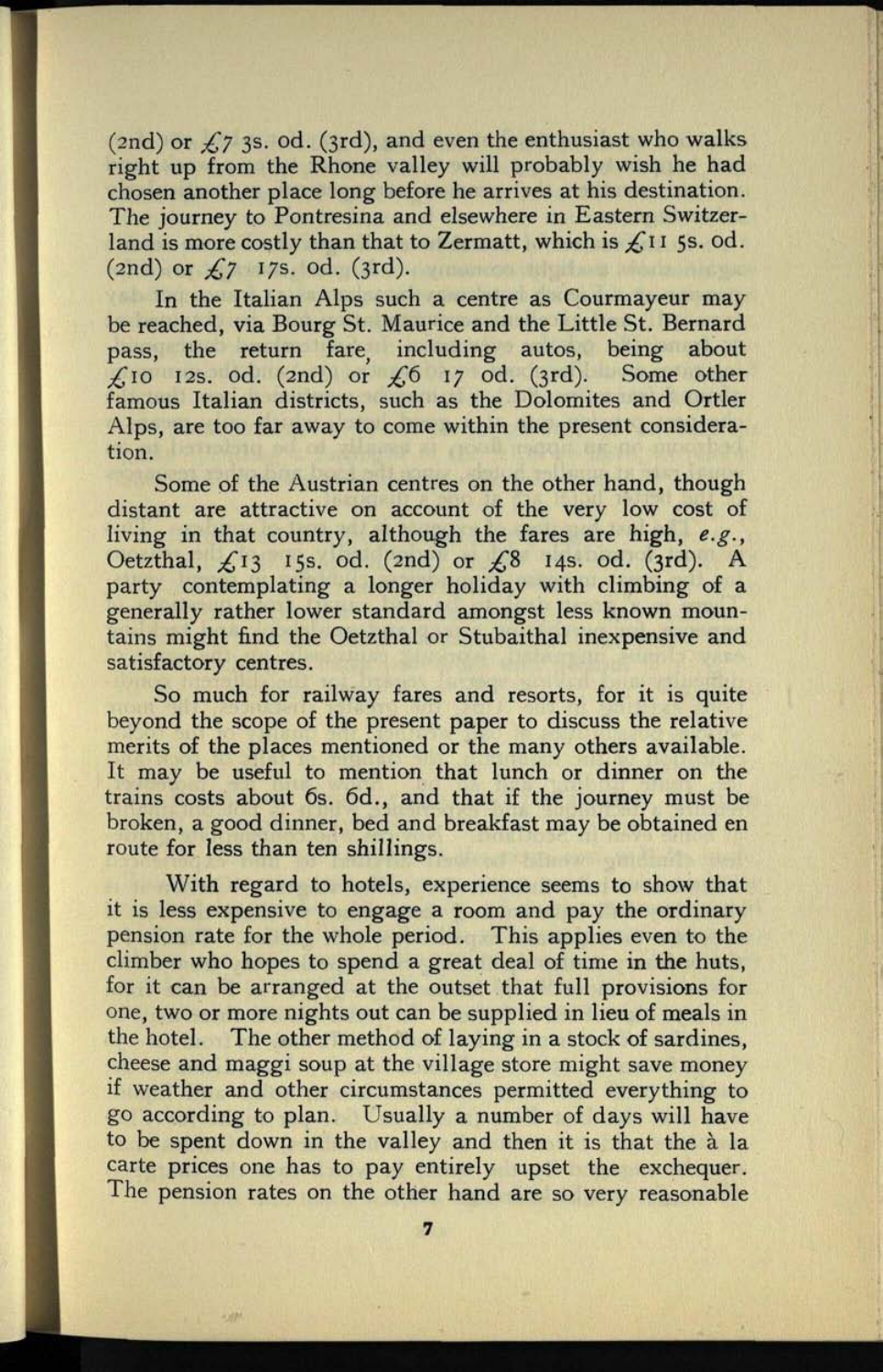(2nd) or £7 3s. od. (3rd), and even the enthusiast who walks right up from the Rhone valley will probably wish he had chosen another place long before he arrives at his destination. The journey to Pontresina and elsewhere in Eastern Switzerland is more costly than that to Zermatt, which is £11 5s. od. (2nd) or £7 17s. od. (3rd).

In the Italian Alps such a centre as Courmayeur may be reached, via Bourg St. Maurice and the Little St. Bernard pass, the return fare, including autos, being about £10 12s. od. (2nd) or £6 17 od. (3rd). Some other famous Italian districts, such as the Dolomites and Ortler Alps, are too far away to come within the present consideration.

Some of the Austrian centres on the other hand, though distant are attractive on account of the very low cost of living in that country, although the fares are high, *e.g.*, Oetzthal, £13 15s. od. (2nd) or £8 14s. od. (3rd). A party contemplating a longer holiday with climbing of a generally rather lower standard amongst less known mountains might find the Oetzthal or Stubaithal inexpensive and satisfactory centres.

So much for railway fares and resorts, for it is quite beyond the scope of the present paper to discuss the relative merits of the places mentioned or the many others available. It may be useful to mention that lunch or dinner on the trains costs about 6s. 6d., and that if the journey must be broken, a good dinner, bed and breakfast may be obtained en route for less than ten shillings.

With regard to hotels, experience seems to show that it is less expensive to engage a room and pay the ordinary pension rate for the whole period. This applies even to the climber who hopes to spend a great deal of time in the huts, for it can be arranged at the outset that full provisions for one, two or more nights out can be supplied in lieu of meals in the hotel. The other method of laying in a stock of sardines, cheese and maggi soup at the village store might save money if weather and other circumstances permitted everything to go according to plan. Usually a number of days will have to be spent down in the valley and then it is that the à la carte prices one has to pay entirely upset the exchequer. The pension rates on the other hand are so very reasonable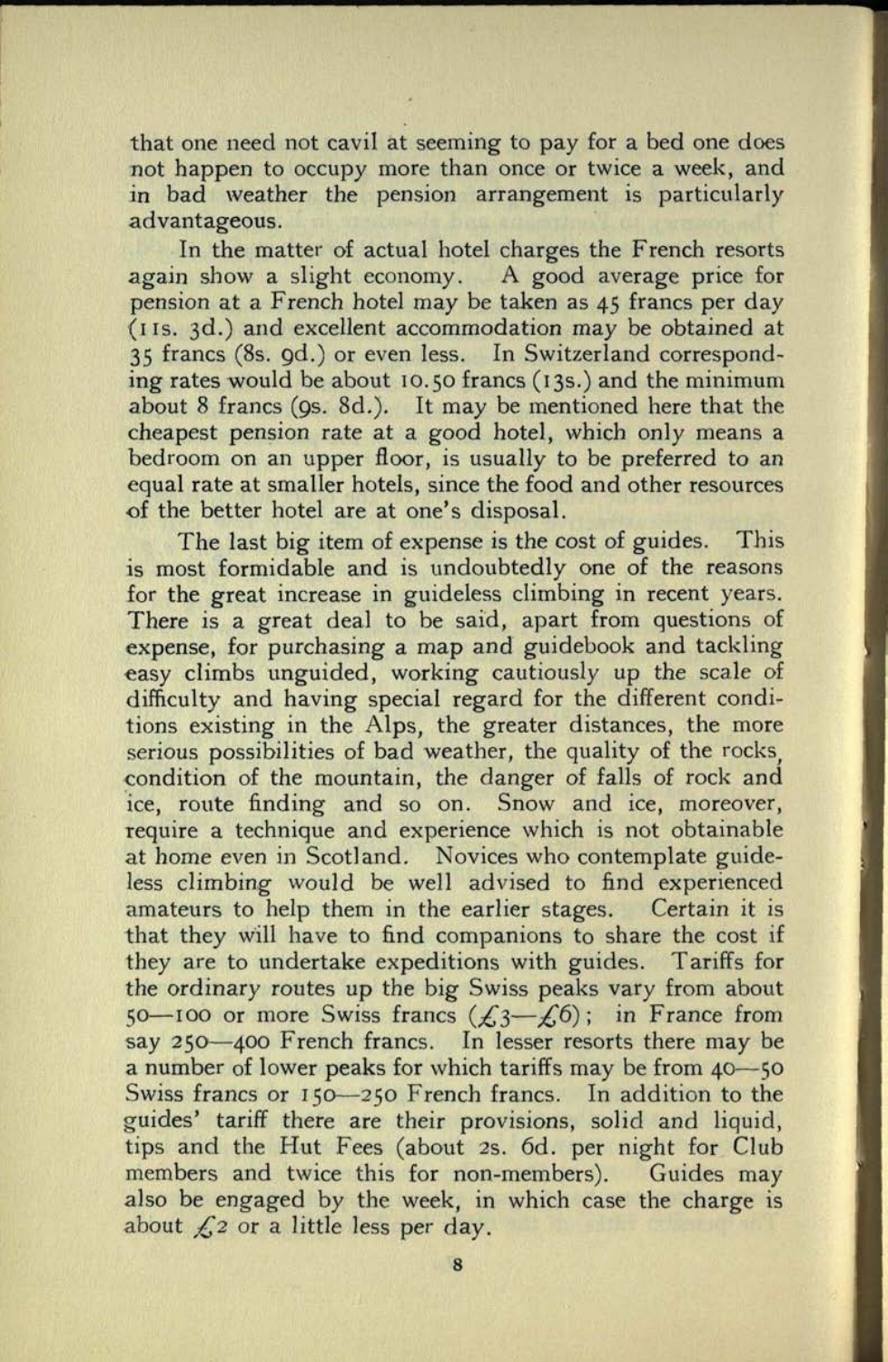that one need not cavil at seeming to pay for a bed one does not happen to occupy more than once or twice a week, and in bad weather the pension arrangement is particularly advantageous.

In the matter of actual hotel charges the French resorts again show a slight economy. A good average price for pension at a French hotel may be taken as 45 francs per day (11s. 3d.) and excellent accommodation may be obtained at 35 francs (8s. 9d.) or even less. In Switzerland corresponding rates would be about 10.50 francs (13s.) and the minimum about 8 francs (9s. 8d.). It may be mentioned here that the cheapest pension rate at a good hotel, which only means a bedroom on an upper floor, is usually to be preferred to an equal rate at smaller hotels, since the food and other resources of the better hotel are at one's disposal.

The last big item of expense is the cost of guides. This is most formidable and is undoubtedly one of the reasons for the great increase in guideless climbing in recent years. There is a great deal to be said, apart from questions of expense, for purchasing a map and guidebook and tackling easy climbs unguided, working cautiously up the scale of difficulty and having special regard for the different conditions existing in the Alps, the greater distances, the more serious possibilities of bad weather, the quality of the rocks, condition of the mountain, the danger of falls of rock and ice, route finding and so on. Snow and ice, moreover, require a technique and experience which is not obtainable at home even in Scotland. Novices who contemplate guideless climbing would be well advised to find experienced amateurs to help them in the earlier stages. Certain it is that they will have to find companions to share the cost if they are to undertake expeditions with guides. Tariffs for the ordinary routes up the big Swiss peaks vary from about 50—100 or more Swiss francs (£3—£6); in France from say 250—400 French francs. In lesser resorts there may be a number of lower peaks for which tariffs may be from 40—50 Swiss francs or 150—250 French francs. In addition to the guides' tariff there are their provisions, solid and liquid, tips and the Hut Fees (about 2s. 6d. per night for Club members and twice this for non-members). Guides may also be engaged by the week, in which case the charge is about £2 or a little less per day.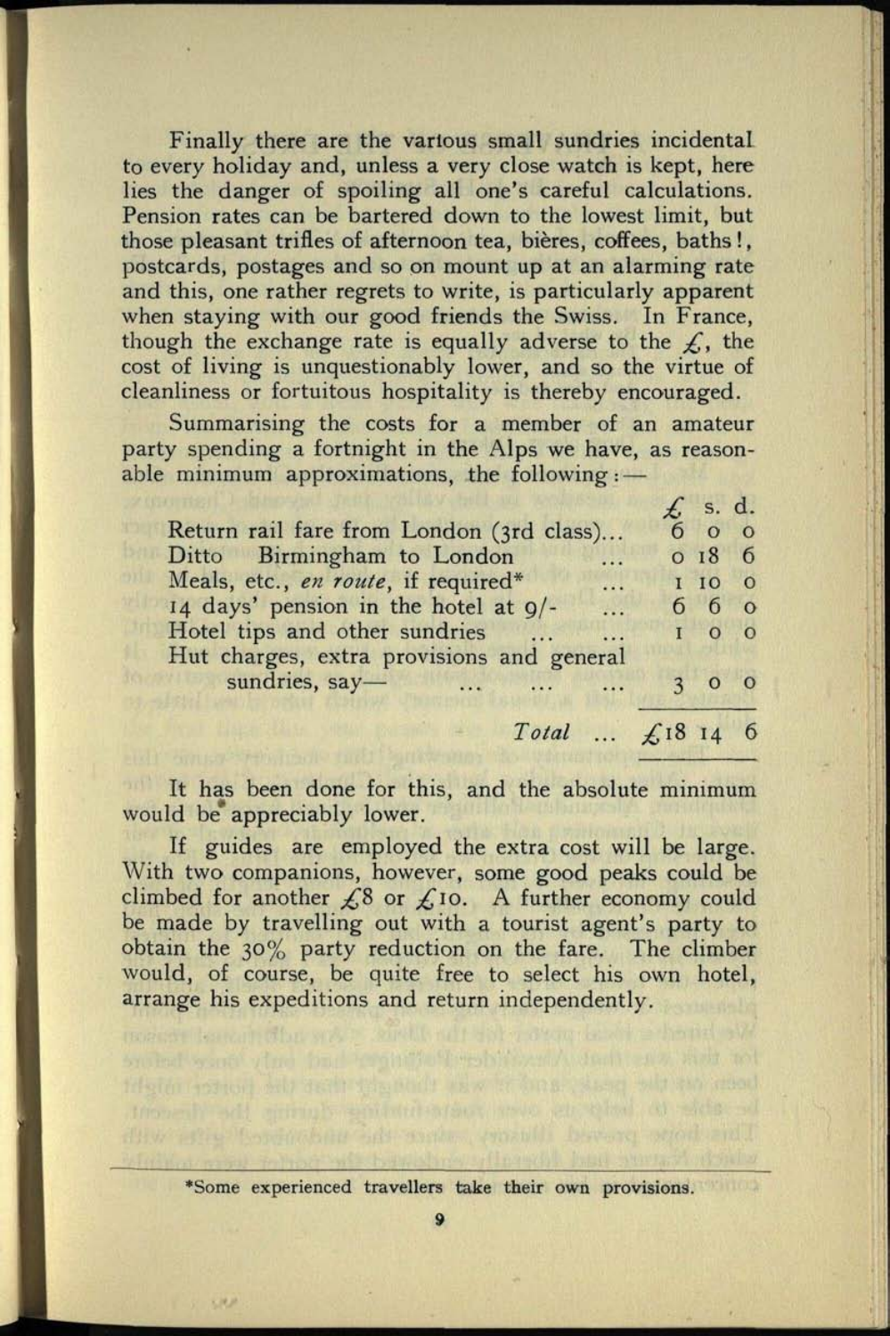Finally there are the various small sundries incidental to every holiday and, unless a very close watch is kept, here lies the danger of spoiling all one's careful calculations. Pension rates can be bartered down to the lowest limit, but those pleasant trifles of afternoon tea, bières, coffees, baths!, postcards, postages and so on mount up at an alarming rate and this, one rather regrets to write, is particularly apparent when staying with our good friends the Swiss. In France, though the exchange rate is equally adverse to the £, the cost of living is unquestionably lower, and so the virtue of cleanliness or fortuitous hospitality is thereby encouraged.

Summarising the costs for a member of an amateur party spending a fortnight in the Alps we have, as reasonable minimum approximations, the following:—

| | £ | s. | d. |
|---|---|---|---|
| Return rail fare from London (3rd class)... | 6 | 0 | 0 |
| Ditto Birmingham to London ... | 0 | 18 | 6 |
| Meals, etc., *en route*, if required* ... | 1 | 10 | 0 |
| 14 days' pension in the hotel at 9/- ... | 6 | 6 | 0 |
| Hotel tips and other sundries ... ... | 1 | 0 | 0 |
| Hut charges, extra provisions and general sundries, say— ... ... ... | 3 | 0 | 0 |
| *Total* ... | £18 | 14 | 6 |

It has been done for this, and the absolute minimum would be appreciably lower.

If guides are employed the extra cost will be large. With two companions, however, some good peaks could be climbed for another £8 or £10. A further economy could be made by travelling out with a tourist agent's party to obtain the 30% party reduction on the fare. The climber would, of course, be quite free to select his own hotel, arrange his expeditions and return independently.

*Some experienced travellers take their own provisions.